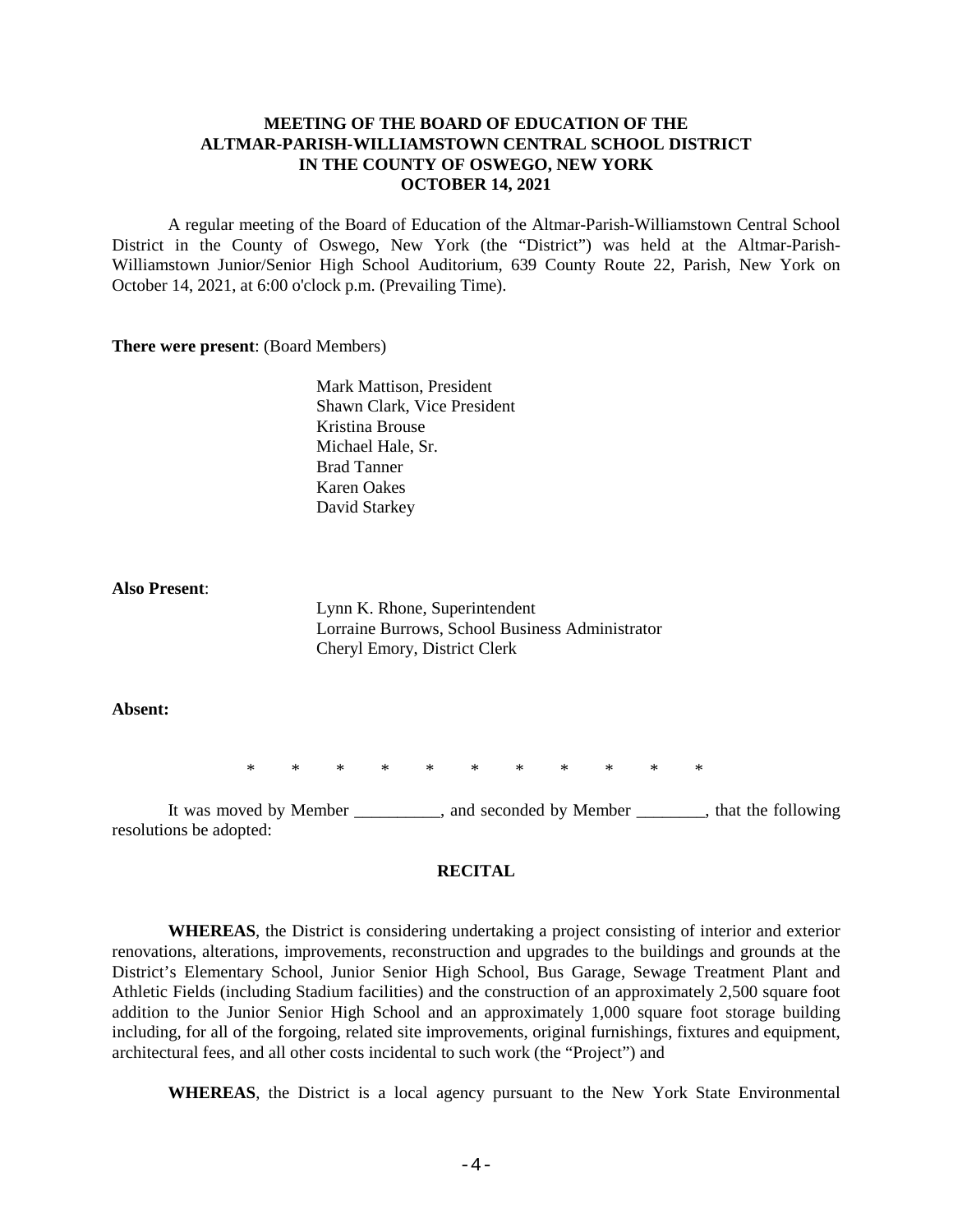**MEETING OF THE BOARD OF EDUCATION OF THE ALTMAR-PARISH-WILLIAMSTOWN CENTRAL SCHOOL DISTRICT IN THE COUNTY OF OSWEGO, NEW YORK OCTOBER 14, 2021**

A regular meeting of the Board of Education of the Altmar-Parish-Williamstown Central School District in the County of Oswego, New York (the "District") was held at the Altmar-Parish-Williamstown Junior/Senior High School Auditorium, 639 County Route 22, Parish, New York on October 14, 2021, at 6:00 o'clock p.m. (Prevailing Time).

**There were present**: (Board Members)

Mark Mattison, President
Shawn Clark, Vice President
Kristina Brouse
Michael Hale, Sr.
Brad Tanner
Karen Oakes
David Starkey

**Also Present**:

Lynn K. Rhone, Superintendent
Lorraine Burrows, School Business Administrator
Cheryl Emory, District Clerk

**Absent:**

\* \* \* \* \* \* \* \* \* \* \*

It was moved by Member __________, and seconded by Member ________, that the following resolutions be adopted:

**RECITAL**

**WHEREAS**, the District is considering undertaking a project consisting of interior and exterior renovations, alterations, improvements, reconstruction and upgrades to the buildings and grounds at the District's Elementary School, Junior Senior High School, Bus Garage, Sewage Treatment Plant and Athletic Fields (including Stadium facilities) and the construction of an approximately 2,500 square foot addition to the Junior Senior High School and an approximately 1,000 square foot storage building including, for all of the forgoing, related site improvements, original furnishings, fixtures and equipment, architectural fees, and all other costs incidental to such work (the "Project") and

**WHEREAS**, the District is a local agency pursuant to the New York State Environmental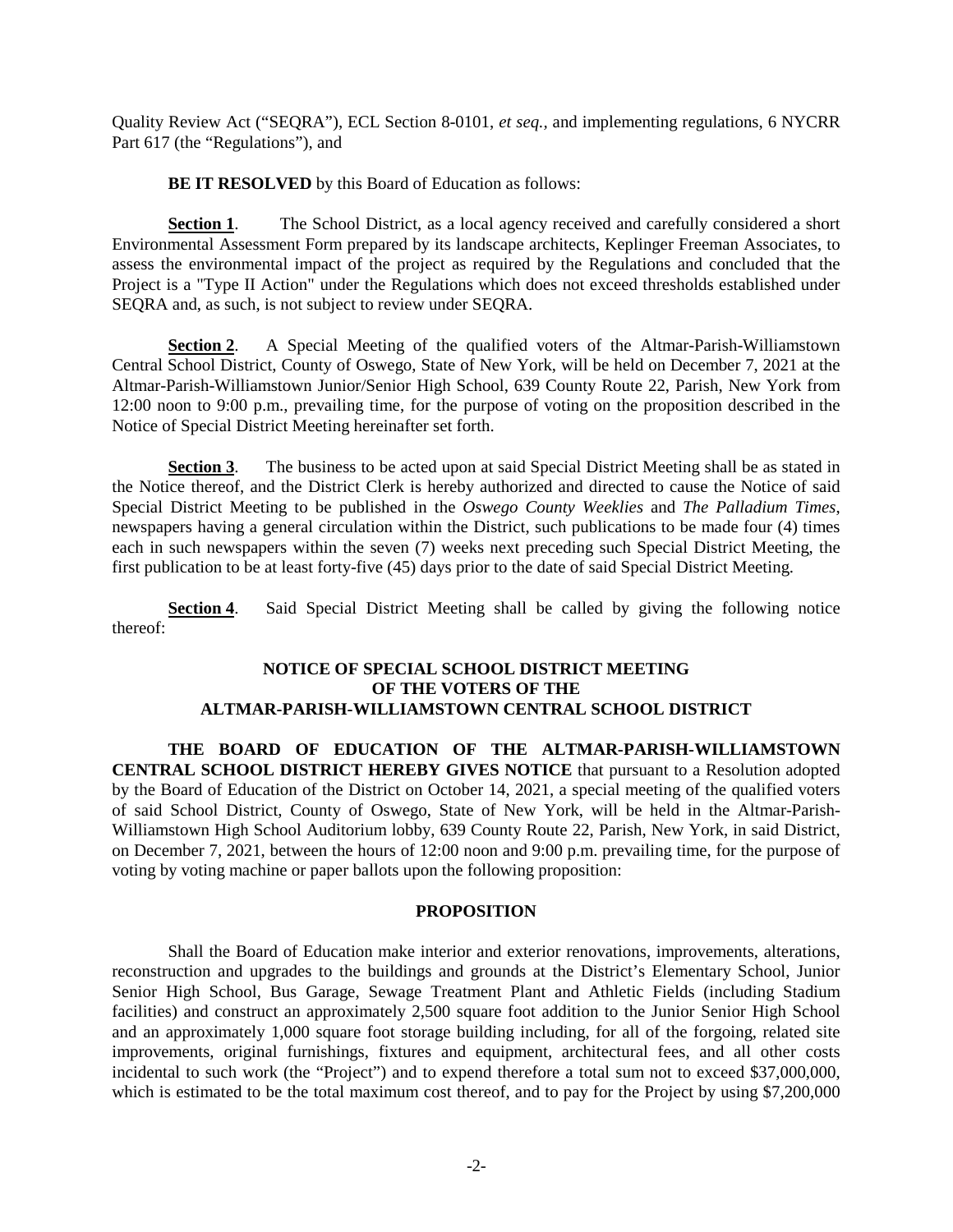Quality Review Act ("SEQRA"), ECL Section 8-0101, *et seq.*, and implementing regulations, 6 NYCRR Part 617 (the "Regulations"), and

**BE IT RESOLVED** by this Board of Education as follows:

**Section 1**. The School District, as a local agency received and carefully considered a short Environmental Assessment Form prepared by its landscape architects, Keplinger Freeman Associates, to assess the environmental impact of the project as required by the Regulations and concluded that the Project is a "Type II Action" under the Regulations which does not exceed thresholds established under SEQRA and, as such, is not subject to review under SEQRA.

**Section 2**. A Special Meeting of the qualified voters of the Altmar-Parish-Williamstown Central School District, County of Oswego, State of New York, will be held on December 7, 2021 at the Altmar-Parish-Williamstown Junior/Senior High School, 639 County Route 22, Parish, New York from 12:00 noon to 9:00 p.m., prevailing time, for the purpose of voting on the proposition described in the Notice of Special District Meeting hereinafter set forth.

**Section 3**. The business to be acted upon at said Special District Meeting shall be as stated in the Notice thereof, and the District Clerk is hereby authorized and directed to cause the Notice of said Special District Meeting to be published in the *Oswego County Weeklies* and *The Palladium Times*, newspapers having a general circulation within the District, such publications to be made four (4) times each in such newspapers within the seven (7) weeks next preceding such Special District Meeting, the first publication to be at least forty-five (45) days prior to the date of said Special District Meeting.

**Section 4**. Said Special District Meeting shall be called by giving the following notice thereof:

**NOTICE OF SPECIAL SCHOOL DISTRICT MEETING OF THE VOTERS OF THE ALTMAR-PARISH-WILLIAMSTOWN CENTRAL SCHOOL DISTRICT**

**THE BOARD OF EDUCATION OF THE ALTMAR-PARISH-WILLIAMSTOWN CENTRAL SCHOOL DISTRICT HEREBY GIVES NOTICE** that pursuant to a Resolution adopted by the Board of Education of the District on October 14, 2021, a special meeting of the qualified voters of said School District, County of Oswego, State of New York, will be held in the Altmar-Parish-Williamstown High School Auditorium lobby, 639 County Route 22, Parish, New York, in said District, on December 7, 2021, between the hours of 12:00 noon and 9:00 p.m. prevailing time, for the purpose of voting by voting machine or paper ballots upon the following proposition:

**PROPOSITION**

Shall the Board of Education make interior and exterior renovations, improvements, alterations, reconstruction and upgrades to the buildings and grounds at the District's Elementary School, Junior Senior High School, Bus Garage, Sewage Treatment Plant and Athletic Fields (including Stadium facilities) and construct an approximately 2,500 square foot addition to the Junior Senior High School and an approximately 1,000 square foot storage building including, for all of the forgoing, related site improvements, original furnishings, fixtures and equipment, architectural fees, and all other costs incidental to such work (the "Project") and to expend therefore a total sum not to exceed $37,000,000, which is estimated to be the total maximum cost thereof, and to pay for the Project by using $7,200,000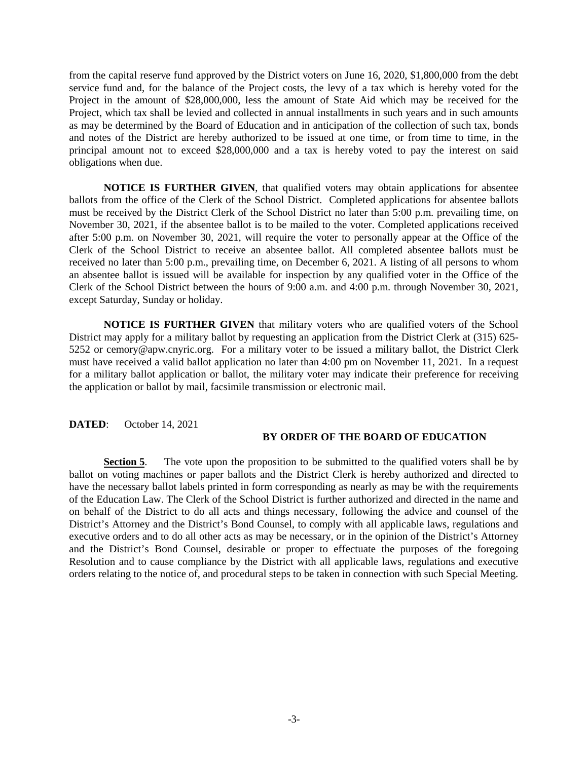from the capital reserve fund approved by the District voters on June 16, 2020, $1,800,000 from the debt service fund and, for the balance of the Project costs, the levy of a tax which is hereby voted for the Project in the amount of $28,000,000, less the amount of State Aid which may be received for the Project, which tax shall be levied and collected in annual installments in such years and in such amounts as may be determined by the Board of Education and in anticipation of the collection of such tax, bonds and notes of the District are hereby authorized to be issued at one time, or from time to time, in the principal amount not to exceed $28,000,000 and a tax is hereby voted to pay the interest on said obligations when due.

**NOTICE IS FURTHER GIVEN**, that qualified voters may obtain applications for absentee ballots from the office of the Clerk of the School District. Completed applications for absentee ballots must be received by the District Clerk of the School District no later than 5:00 p.m. prevailing time, on November 30, 2021, if the absentee ballot is to be mailed to the voter. Completed applications received after 5:00 p.m. on November 30, 2021, will require the voter to personally appear at the Office of the Clerk of the School District to receive an absentee ballot. All completed absentee ballots must be received no later than 5:00 p.m., prevailing time, on December 6, 2021. A listing of all persons to whom an absentee ballot is issued will be available for inspection by any qualified voter in the Office of the Clerk of the School District between the hours of 9:00 a.m. and 4:00 p.m. through November 30, 2021, except Saturday, Sunday or holiday.

**NOTICE IS FURTHER GIVEN** that military voters who are qualified voters of the School District may apply for a military ballot by requesting an application from the District Clerk at (315) 625-5252 or cemory@apw.cnyric.org. For a military voter to be issued a military ballot, the District Clerk must have received a valid ballot application no later than 4:00 pm on November 11, 2021. In a request for a military ballot application or ballot, the military voter may indicate their preference for receiving the application or ballot by mail, facsimile transmission or electronic mail.

**DATED**: October 14, 2021

**BY ORDER OF THE BOARD OF EDUCATION**

**Section 5**. The vote upon the proposition to be submitted to the qualified voters shall be by ballot on voting machines or paper ballots and the District Clerk is hereby authorized and directed to have the necessary ballot labels printed in form corresponding as nearly as may be with the requirements of the Education Law. The Clerk of the School District is further authorized and directed in the name and on behalf of the District to do all acts and things necessary, following the advice and counsel of the District's Attorney and the District's Bond Counsel, to comply with all applicable laws, regulations and executive orders and to do all other acts as may be necessary, or in the opinion of the District's Attorney and the District's Bond Counsel, desirable or proper to effectuate the purposes of the foregoing Resolution and to cause compliance by the District with all applicable laws, regulations and executive orders relating to the notice of, and procedural steps to be taken in connection with such Special Meeting.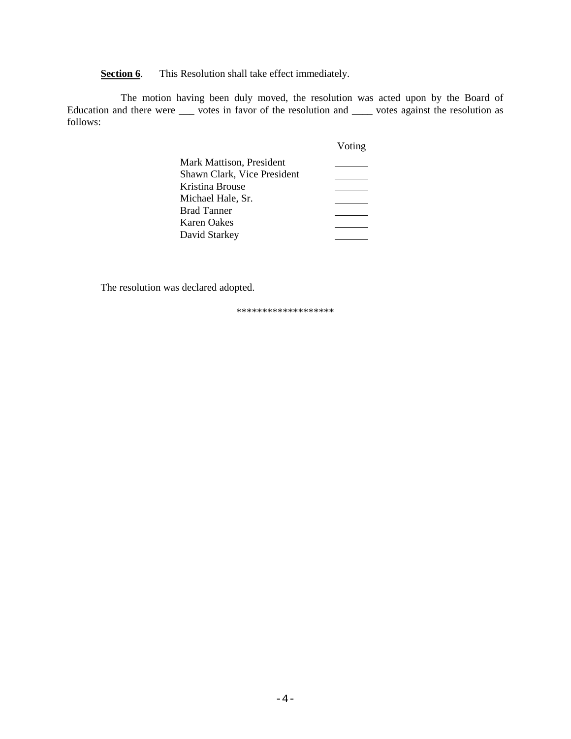**Section 6**. This Resolution shall take effect immediately.

The motion having been duly moved, the resolution was acted upon by the Board of Education and there were ___ votes in favor of the resolution and ____ votes against the resolution as follows:

| | Voting |
|---|---|
| Mark Mattison, President | ______ |
| Shawn Clark, Vice President | ______ |
| Kristina Brouse | ______ |
| Michael Hale, Sr. | ______ |
| Brad Tanner | ______ |
| Karen Oakes | ______ |
| David Starkey | ______ |

The resolution was declared adopted.

******************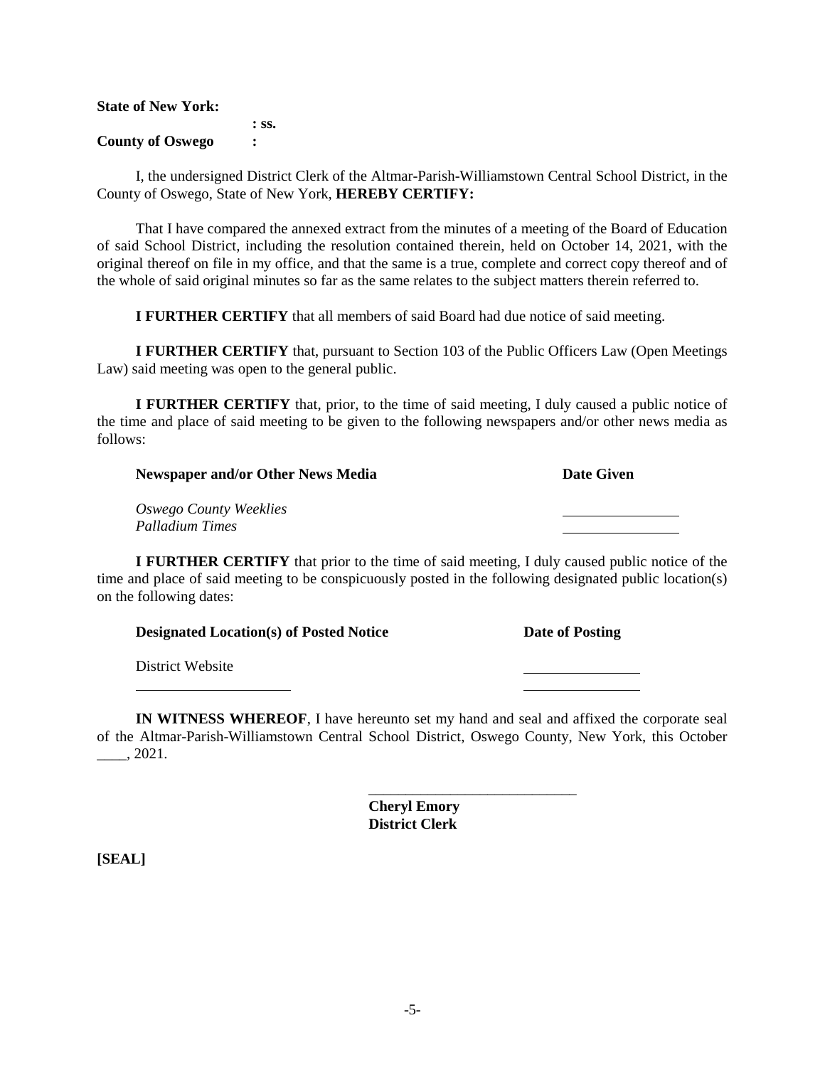**State of New York:**

**: ss.**

**County of Oswego :**

I, the undersigned District Clerk of the Altmar-Parish-Williamstown Central School District, in the County of Oswego, State of New York, **HEREBY CERTIFY:**

That I have compared the annexed extract from the minutes of a meeting of the Board of Education of said School District, including the resolution contained therein, held on October 14, 2021, with the original thereof on file in my office, and that the same is a true, complete and correct copy thereof and of the whole of said original minutes so far as the same relates to the subject matters therein referred to.

**I FURTHER CERTIFY** that all members of said Board had due notice of said meeting.

**I FURTHER CERTIFY** that, pursuant to Section 103 of the Public Officers Law (Open Meetings Law) said meeting was open to the general public.

**I FURTHER CERTIFY** that, prior, to the time of said meeting, I duly caused a public notice of the time and place of said meeting to be given to the following newspapers and/or other news media as follows:

| **Newspaper and/or Other News Media** | **Date Given** |
|---|---|
| *Oswego County Weeklies* | ______________ |
| *Palladium Times* | ______________ |

**I FURTHER CERTIFY** that prior to the time of said meeting, I duly caused public notice of the time and place of said meeting to be conspicuously posted in the following designated public location(s) on the following dates:

| **Designated Location(s) of Posted Notice** | **Date of Posting** |
|---|---|
| District Website | ______________ |
| ____________________ | ______________ |

**IN WITNESS WHEREOF**, I have hereunto set my hand and seal and affixed the corporate seal of the Altmar-Parish-Williamstown Central School District, Oswego County, New York, this October ____, 2021.

____________________________

**Cheryl Emory**
**District Clerk**

**[SEAL]**